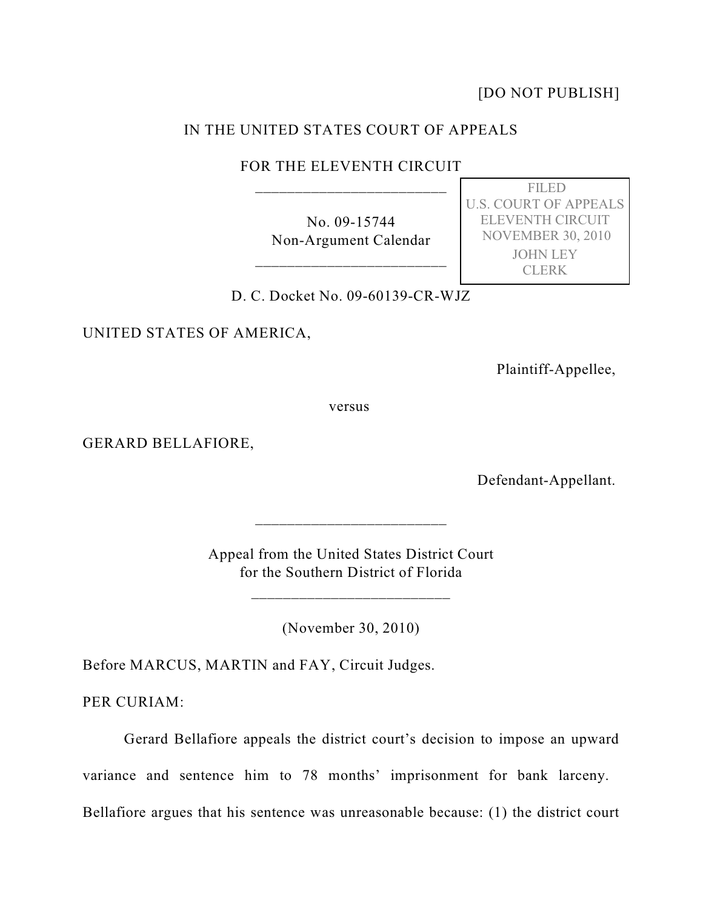[DO NOT PUBLISH]

IN THE UNITED STATES COURT OF APPEALS

FOR THE ELEVENTH CIRCUIT

No. 09-15744
Non-Argument Calendar

FILED
U.S. COURT OF APPEALS
ELEVENTH CIRCUIT
NOVEMBER 30, 2010
JOHN LEY
CLERK

D. C. Docket No. 09-60139-CR-WJZ

UNITED STATES OF AMERICA,

Plaintiff-Appellee,

versus

GERARD BELLAFIORE,

Defendant-Appellant.

Appeal from the United States District Court
for the Southern District of Florida

(November 30, 2010)

Before MARCUS, MARTIN and FAY, Circuit Judges.

PER CURIAM:

Gerard Bellafiore appeals the district court's decision to impose an upward variance and sentence him to 78 months' imprisonment for bank larceny. Bellafiore argues that his sentence was unreasonable because: (1) the district court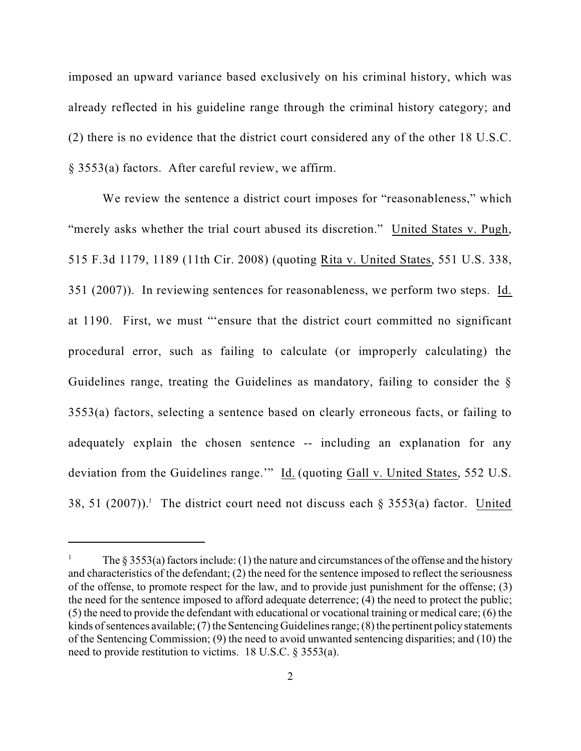imposed an upward variance based exclusively on his criminal history, which was already reflected in his guideline range through the criminal history category; and (2) there is no evidence that the district court considered any of the other 18 U.S.C. § 3553(a) factors. After careful review, we affirm.

We review the sentence a district court imposes for "reasonableness," which "merely asks whether the trial court abused its discretion." United States v. Pugh, 515 F.3d 1179, 1189 (11th Cir. 2008) (quoting Rita v. United States, 551 U.S. 338, 351 (2007)). In reviewing sentences for reasonableness, we perform two steps. Id. at 1190. First, we must "'ensure that the district court committed no significant procedural error, such as failing to calculate (or improperly calculating) the Guidelines range, treating the Guidelines as mandatory, failing to consider the § 3553(a) factors, selecting a sentence based on clearly erroneous facts, or failing to adequately explain the chosen sentence -- including an explanation for any deviation from the Guidelines range.'" Id. (quoting Gall v. United States, 552 U.S. 38, 51 (2007)).[1] The district court need not discuss each § 3553(a) factor. United

---

[1] The § 3553(a) factors include: (1) the nature and circumstances of the offense and the history and characteristics of the defendant; (2) the need for the sentence imposed to reflect the seriousness of the offense, to promote respect for the law, and to provide just punishment for the offense; (3) the need for the sentence imposed to afford adequate deterrence; (4) the need to protect the public; (5) the need to provide the defendant with educational or vocational training or medical care; (6) the kinds of sentences available; (7) the Sentencing Guidelines range; (8) the pertinent policy statements of the Sentencing Commission; (9) the need to avoid unwanted sentencing disparities; and (10) the need to provide restitution to victims. 18 U.S.C. § 3553(a).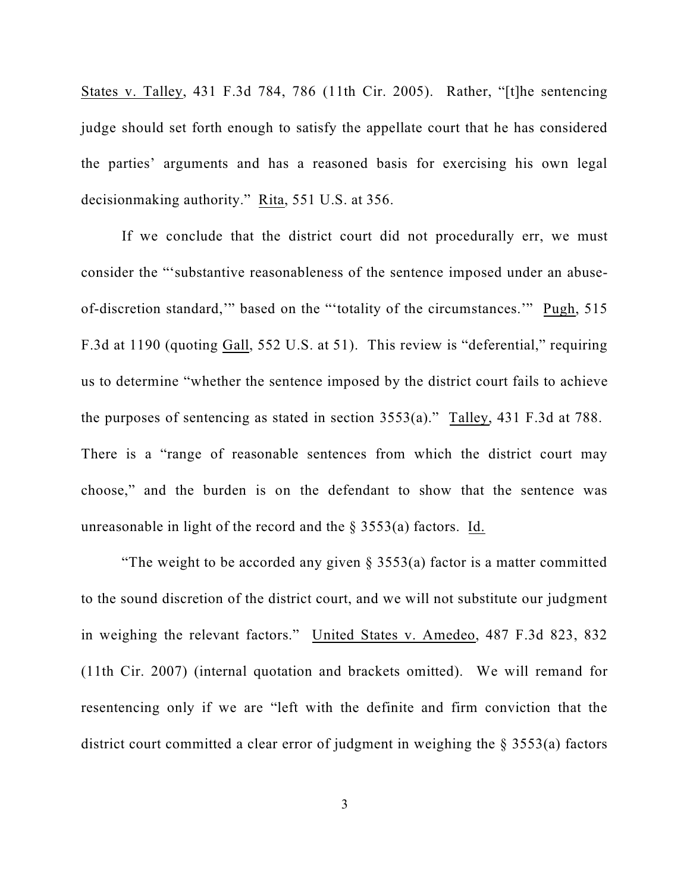States v. Talley, 431 F.3d 784, 786 (11th Cir. 2005). Rather, "[t]he sentencing judge should set forth enough to satisfy the appellate court that he has considered the parties' arguments and has a reasoned basis for exercising his own legal decisionmaking authority." Rita, 551 U.S. at 356.

If we conclude that the district court did not procedurally err, we must consider the "'substantive reasonableness of the sentence imposed under an abuse-of-discretion standard,'" based on the "'totality of the circumstances.'" Pugh, 515 F.3d at 1190 (quoting Gall, 552 U.S. at 51). This review is "deferential," requiring us to determine "whether the sentence imposed by the district court fails to achieve the purposes of sentencing as stated in section 3553(a)." Talley, 431 F.3d at 788. There is a "range of reasonable sentences from which the district court may choose," and the burden is on the defendant to show that the sentence was unreasonable in light of the record and the § 3553(a) factors. Id.

"The weight to be accorded any given § 3553(a) factor is a matter committed to the sound discretion of the district court, and we will not substitute our judgment in weighing the relevant factors." United States v. Amedeo, 487 F.3d 823, 832 (11th Cir. 2007) (internal quotation and brackets omitted). We will remand for resentencing only if we are "left with the definite and firm conviction that the district court committed a clear error of judgment in weighing the § 3553(a) factors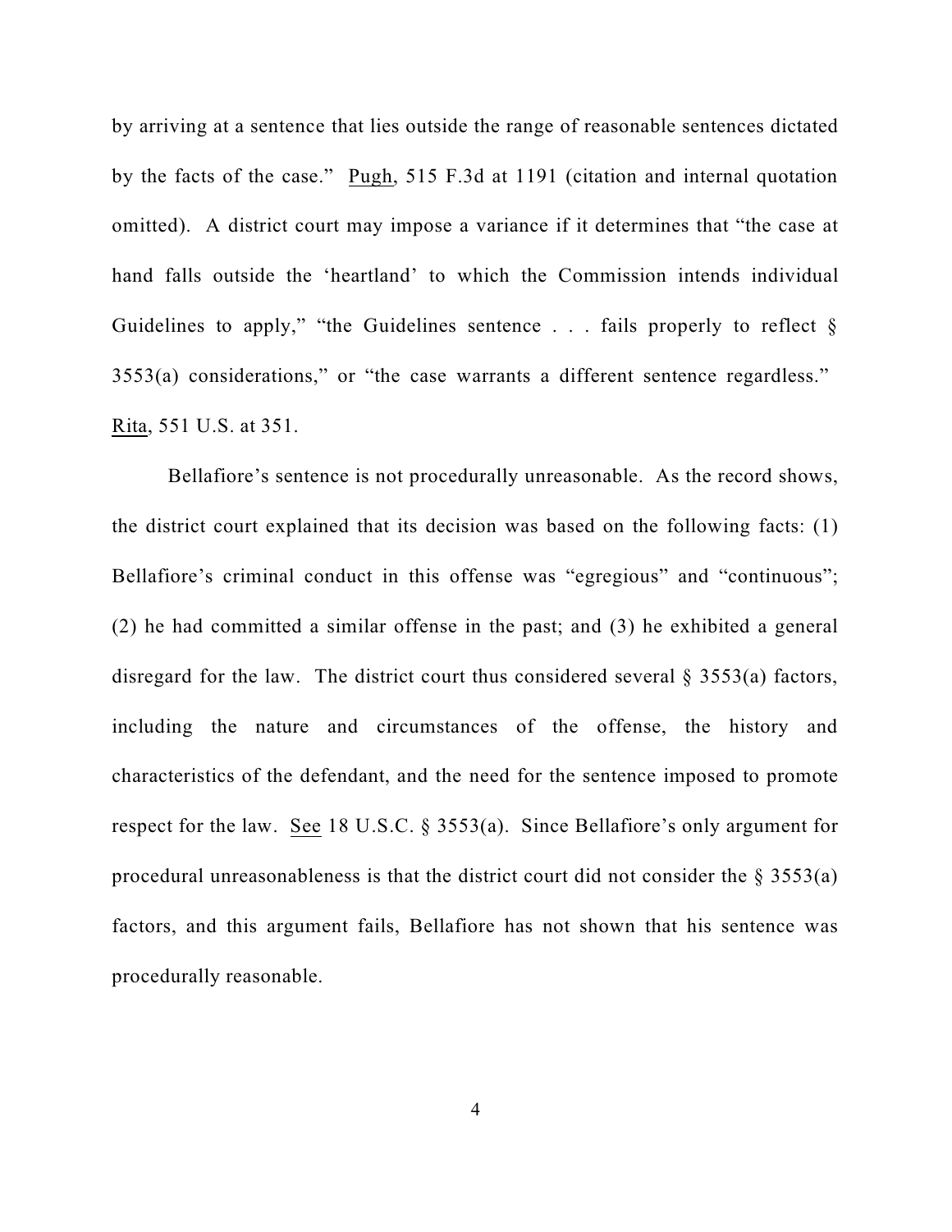by arriving at a sentence that lies outside the range of reasonable sentences dictated by the facts of the case." Pugh, 515 F.3d at 1191 (citation and internal quotation omitted). A district court may impose a variance if it determines that "the case at hand falls outside the 'heartland' to which the Commission intends individual Guidelines to apply," "the Guidelines sentence . . . fails properly to reflect § 3553(a) considerations," or "the case warrants a different sentence regardless." Rita, 551 U.S. at 351.

Bellafiore's sentence is not procedurally unreasonable. As the record shows, the district court explained that its decision was based on the following facts: (1) Bellafiore's criminal conduct in this offense was "egregious" and "continuous"; (2) he had committed a similar offense in the past; and (3) he exhibited a general disregard for the law. The district court thus considered several § 3553(a) factors, including the nature and circumstances of the offense, the history and characteristics of the defendant, and the need for the sentence imposed to promote respect for the law. See 18 U.S.C. § 3553(a). Since Bellafiore's only argument for procedural unreasonableness is that the district court did not consider the § 3553(a) factors, and this argument fails, Bellafiore has not shown that his sentence was procedurally reasonable.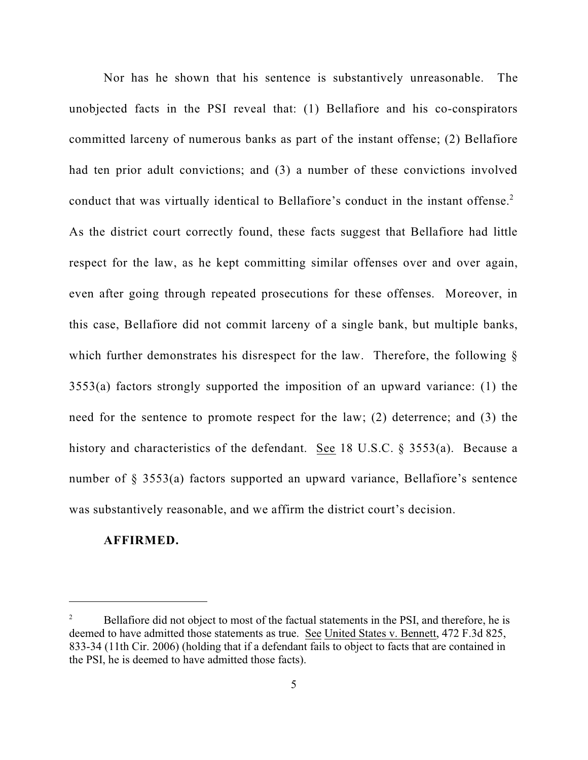Nor has he shown that his sentence is substantively unreasonable. The unobjected facts in the PSI reveal that: (1) Bellafiore and his co-conspirators committed larceny of numerous banks as part of the instant offense; (2) Bellafiore had ten prior adult convictions; and (3) a number of these convictions involved conduct that was virtually identical to Bellafiore's conduct in the instant offense.[2] As the district court correctly found, these facts suggest that Bellafiore had little respect for the law, as he kept committing similar offenses over and over again, even after going through repeated prosecutions for these offenses. Moreover, in this case, Bellafiore did not commit larceny of a single bank, but multiple banks, which further demonstrates his disrespect for the law. Therefore, the following § 3553(a) factors strongly supported the imposition of an upward variance: (1) the need for the sentence to promote respect for the law; (2) deterrence; and (3) the history and characteristics of the defendant. See 18 U.S.C. § 3553(a). Because a number of § 3553(a) factors supported an upward variance, Bellafiore's sentence was substantively reasonable, and we affirm the district court's decision.

**AFFIRMED.**

---

[2] Bellafiore did not object to most of the factual statements in the PSI, and therefore, he is deemed to have admitted those statements as true. See United States v. Bennett, 472 F.3d 825, 833-34 (11th Cir. 2006) (holding that if a defendant fails to object to facts that are contained in the PSI, he is deemed to have admitted those facts).